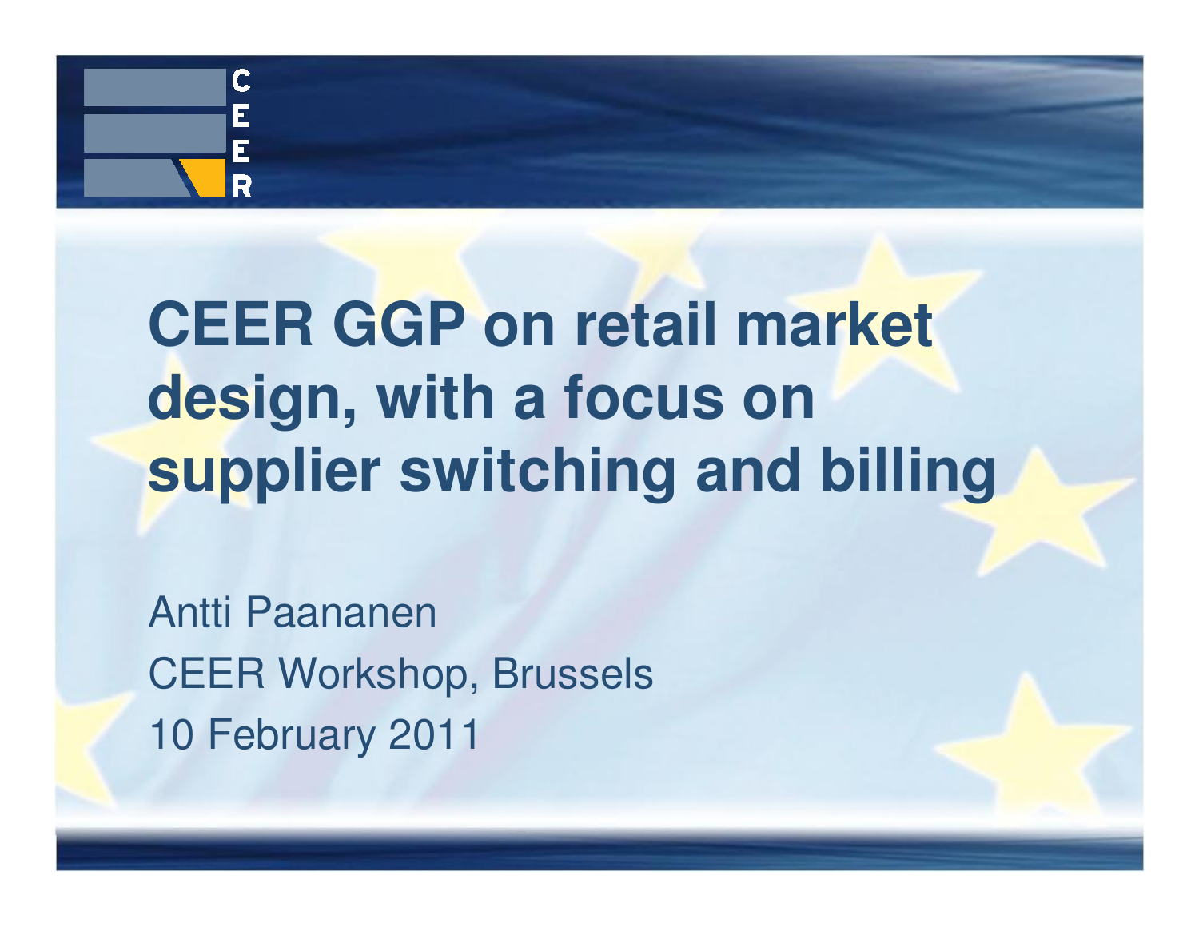# CEER GGP on retail market design, with a focus on supplier switching and billing

Antti Paananen

CEER Workshop, Brussels

10 February 2011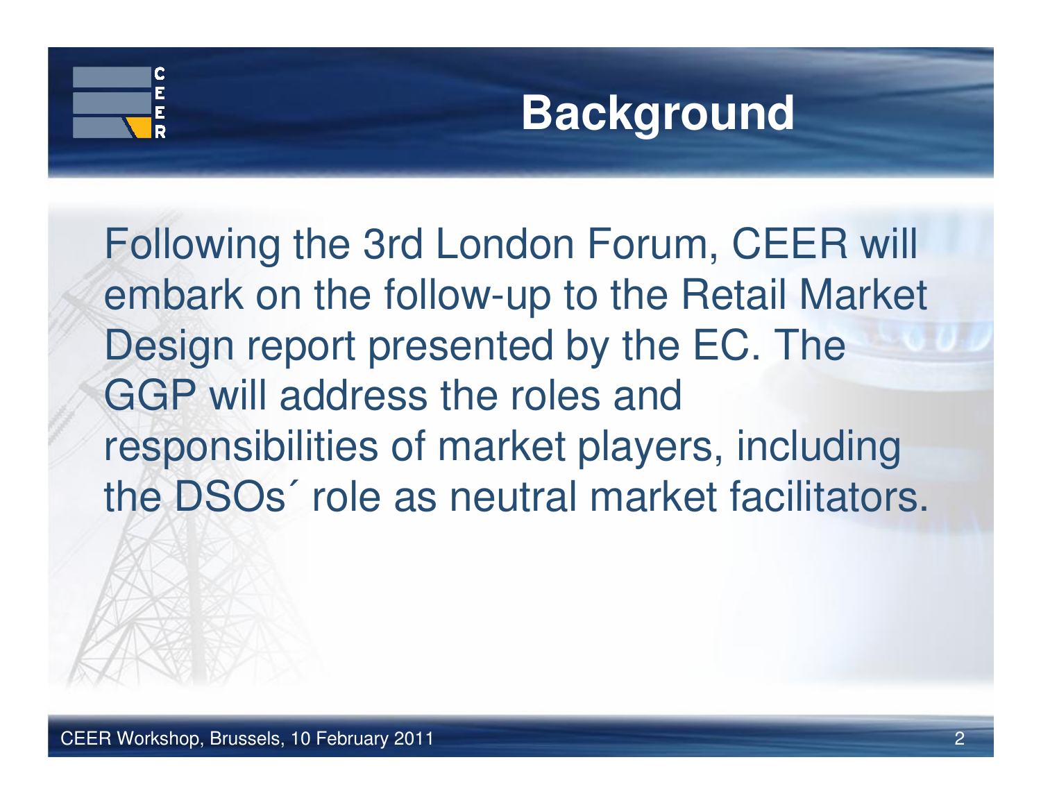# Background

Following the 3rd London Forum, CEER will embark on the follow-up to the Retail Market Design report presented by the EC. The GGP will address the roles and responsibilities of market players, including the DSOs´ role as neutral market facilitators.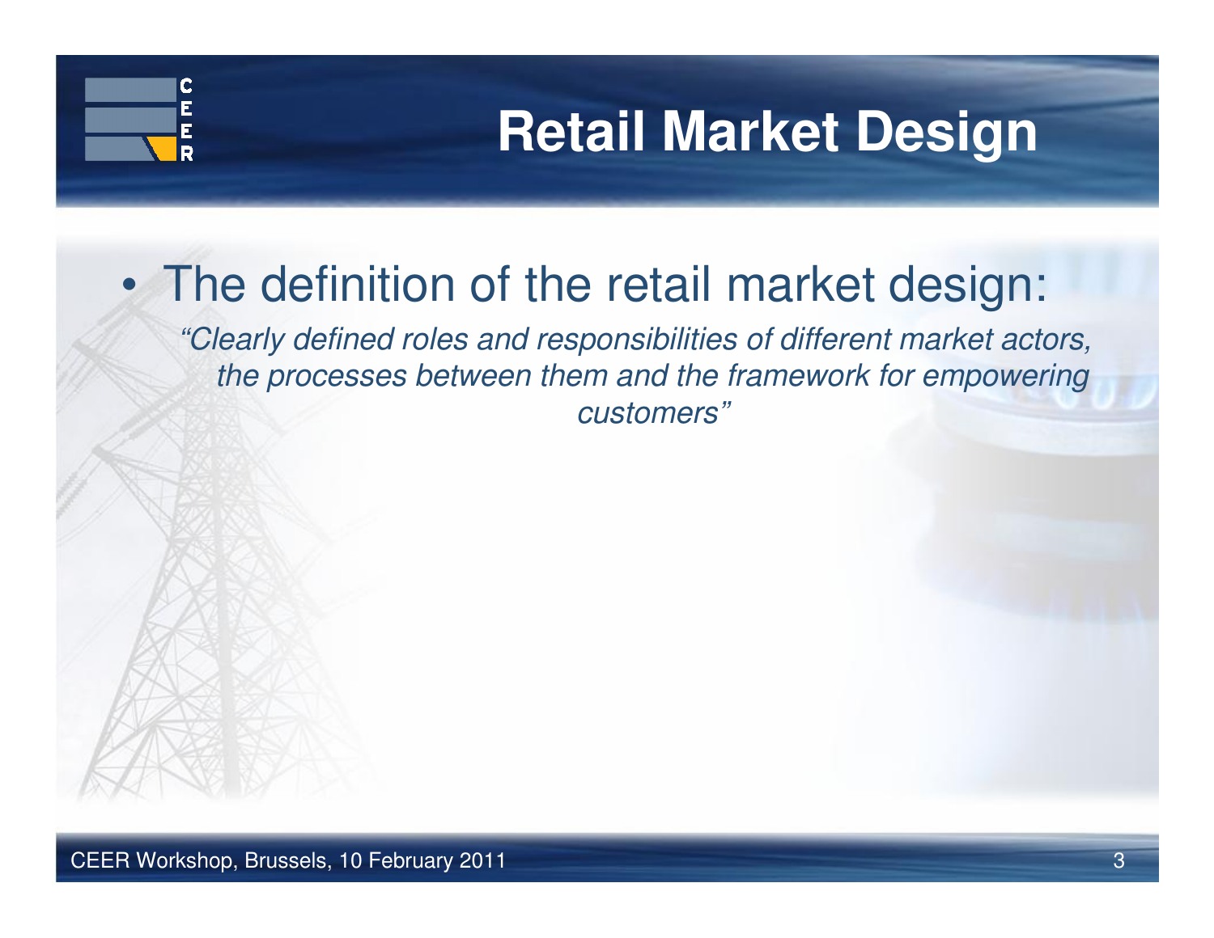# Retail Market Design

- The definition of the retail market design:

  *"Clearly defined roles and responsibilities of different market actors, the processes between them and the framework for empowering customers"*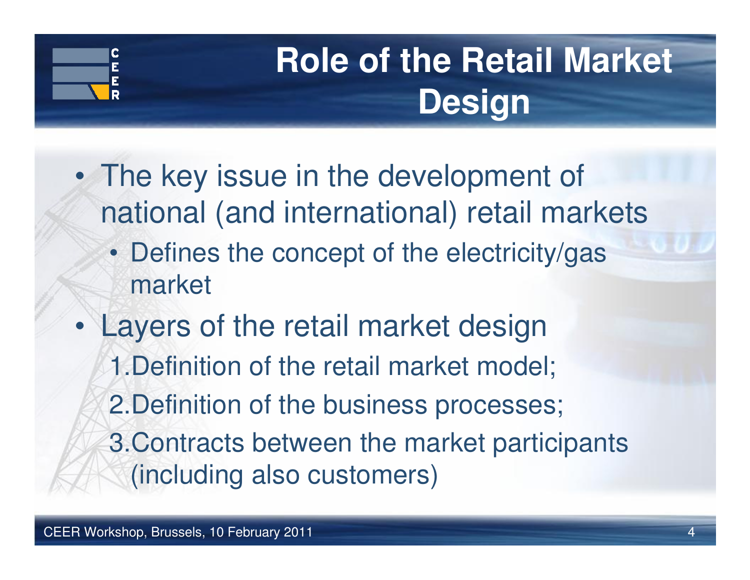# Role of the Retail Market Design

- The key issue in the development of national (and international) retail markets
  - Defines the concept of the electricity/gas market
- Layers of the retail market design
  1. Definition of the retail market model;
  2. Definition of the business processes;
  3. Contracts between the market participants (including also customers)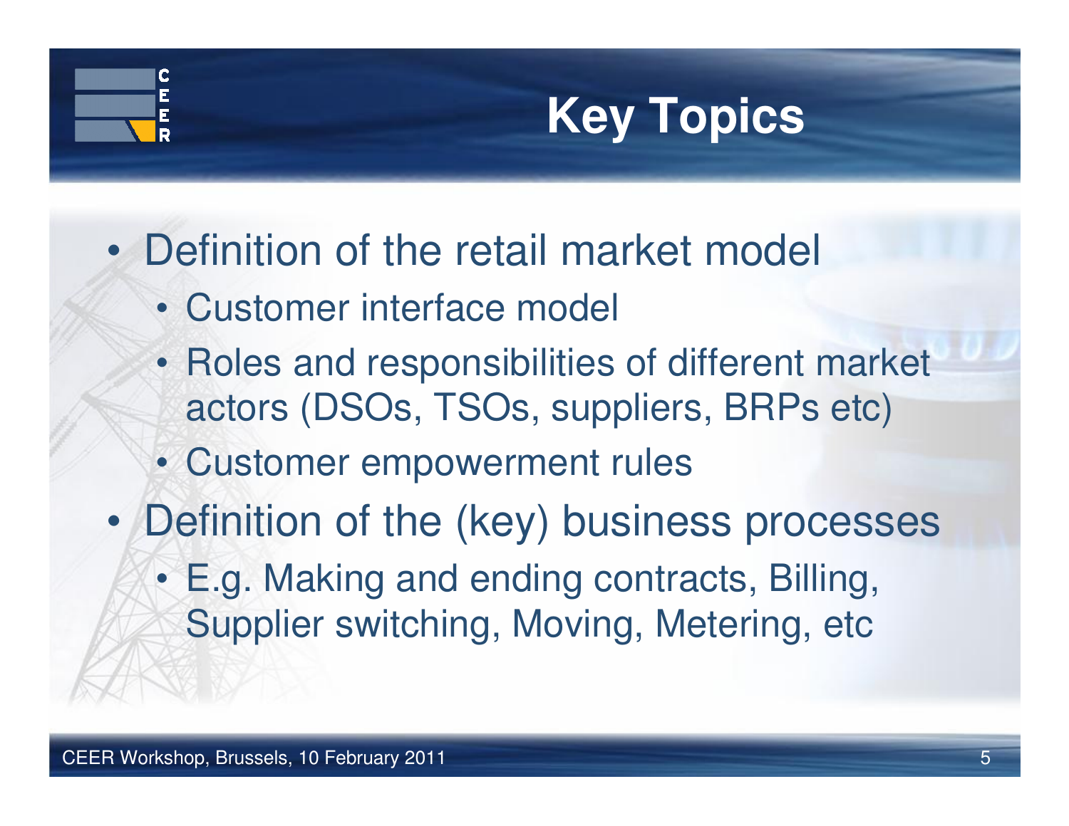# Key Topics

- Definition of the retail market model
  - Customer interface model
  - Roles and responsibilities of different market actors (DSOs, TSOs, suppliers, BRPs etc)
  - Customer empowerment rules
- Definition of the (key) business processes
  - E.g. Making and ending contracts, Billing, Supplier switching, Moving, Metering, etc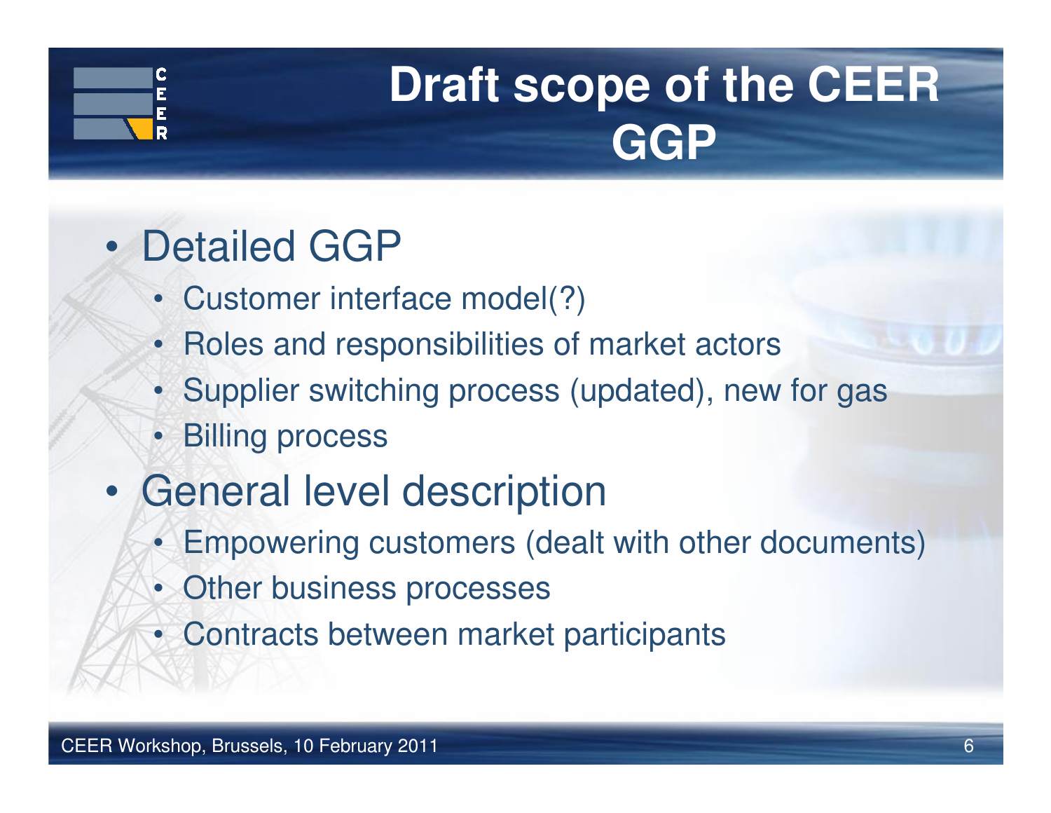# Draft scope of the CEER GGP

- Detailed GGP
  - Customer interface model(?)
  - Roles and responsibilities of market actors
  - Supplier switching process (updated), new for gas
  - Billing process
- General level description
  - Empowering customers (dealt with other documents)
  - Other business processes
  - Contracts between market participants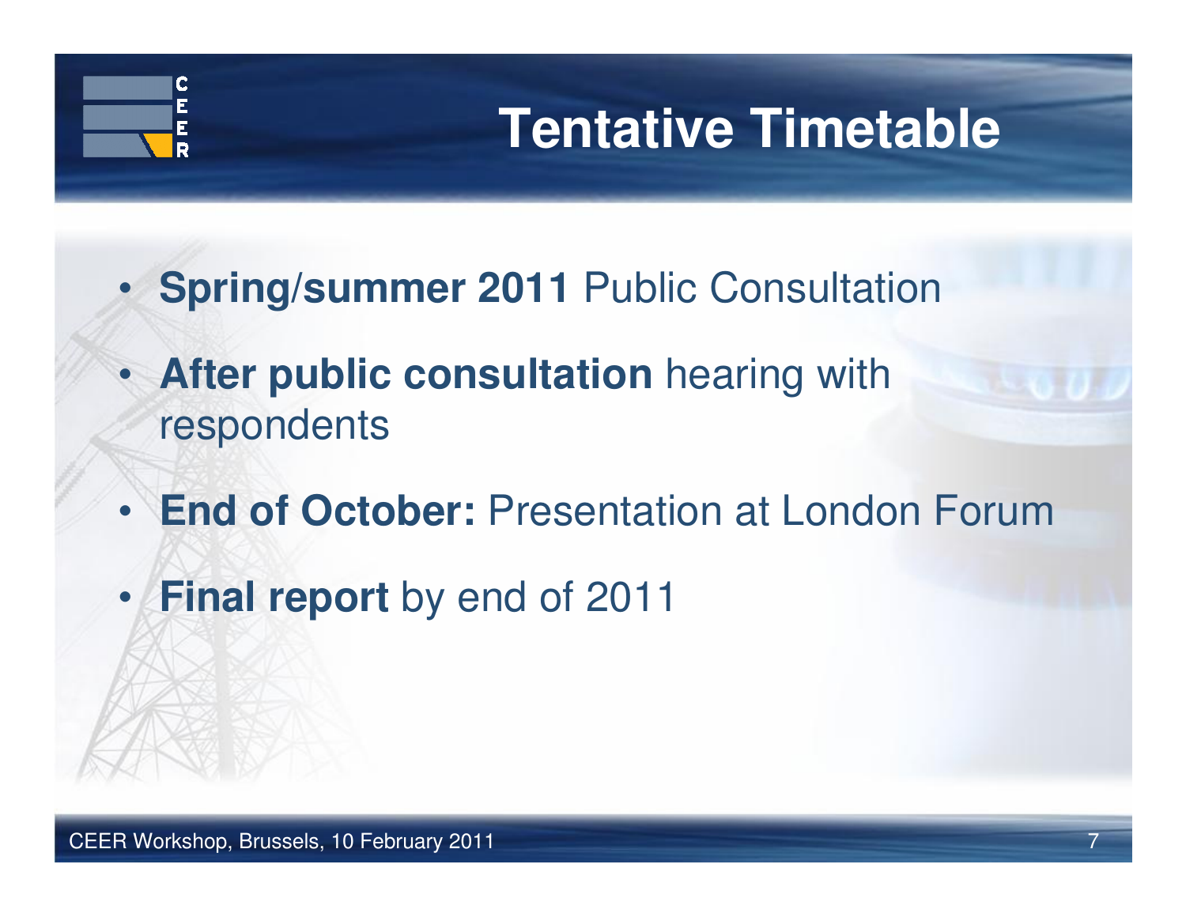# Tentative Timetable

- **Spring/summer 2011** Public Consultation
- **After public consultation** hearing with respondents
- **End of October:** Presentation at London Forum
- **Final report** by end of 2011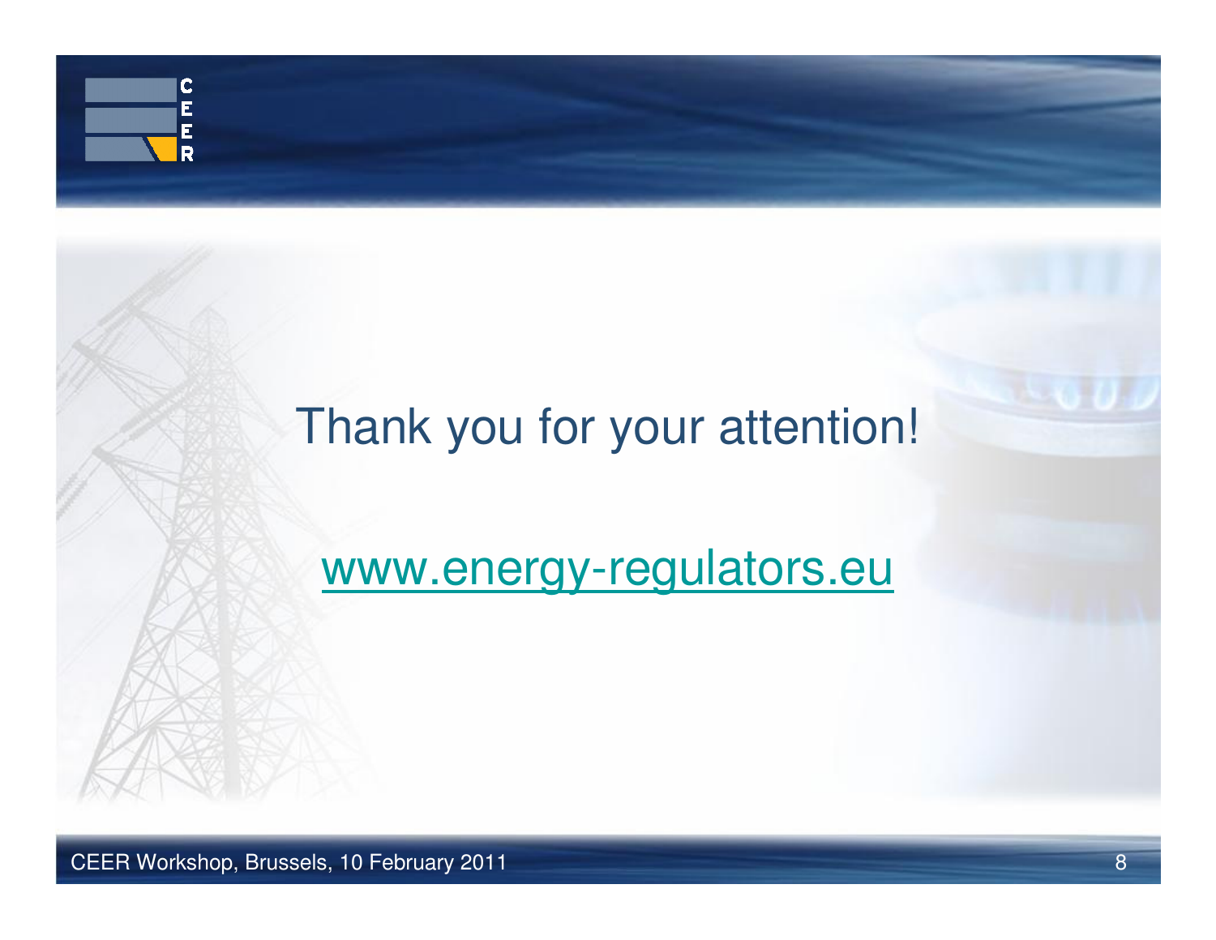Thank you for your attention!

www.energy-regulators.eu